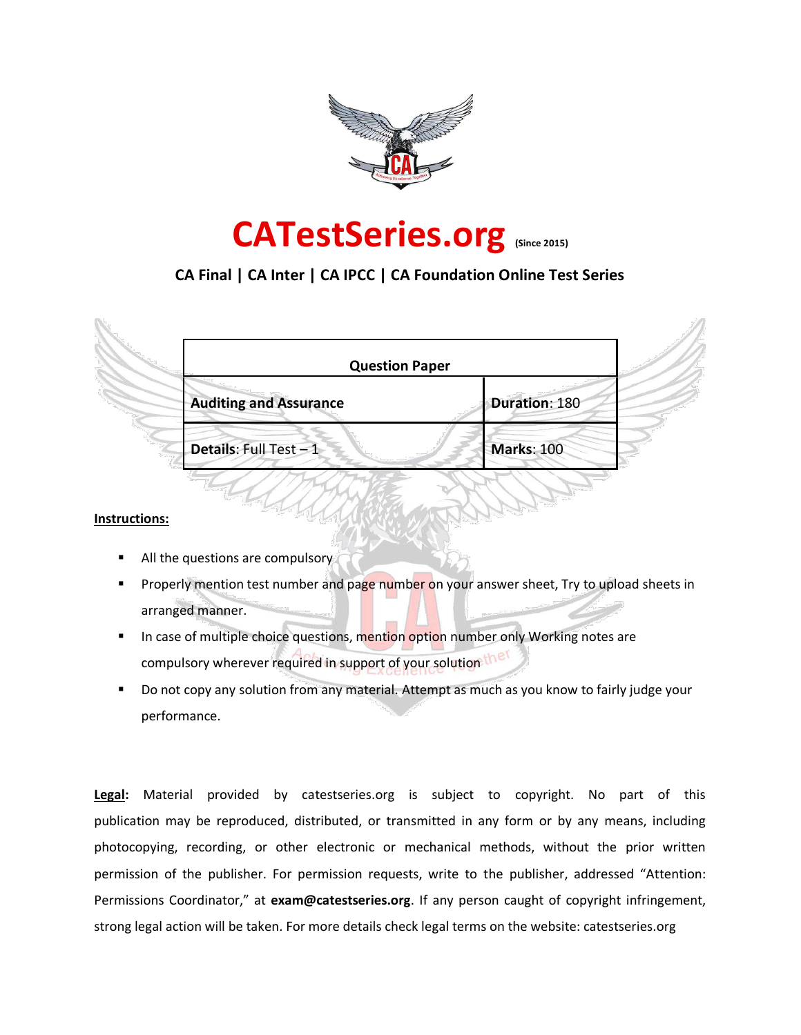# CATestSeries.org (Since 2015)

**CA Final | CA Inter | CA IPCC | CA Foundation Online Test Series**

| Question Paper | |
|---|---|
| **Auditing and Assurance** | **Duration**: 180 |
| **Details**: Full Test – 1 | **Marks**: 100 |

**Instructions:**

- All the questions are compulsory
- Properly mention test number and page number on your answer sheet, Try to upload sheets in arranged manner.
- In case of multiple choice questions, mention option number only Working notes are compulsory wherever required in support of your solution
- Do not copy any solution from any material. Attempt as much as you know to fairly judge your performance.

**Legal:** Material provided by catestseries.org is subject to copyright. No part of this publication may be reproduced, distributed, or transmitted in any form or by any means, including photocopying, recording, or other electronic or mechanical methods, without the prior written permission of the publisher. For permission requests, write to the publisher, addressed "Attention: Permissions Coordinator," at **exam@catestseries.org**. If any person caught of copyright infringement, strong legal action will be taken. For more details check legal terms on the website: catestseries.org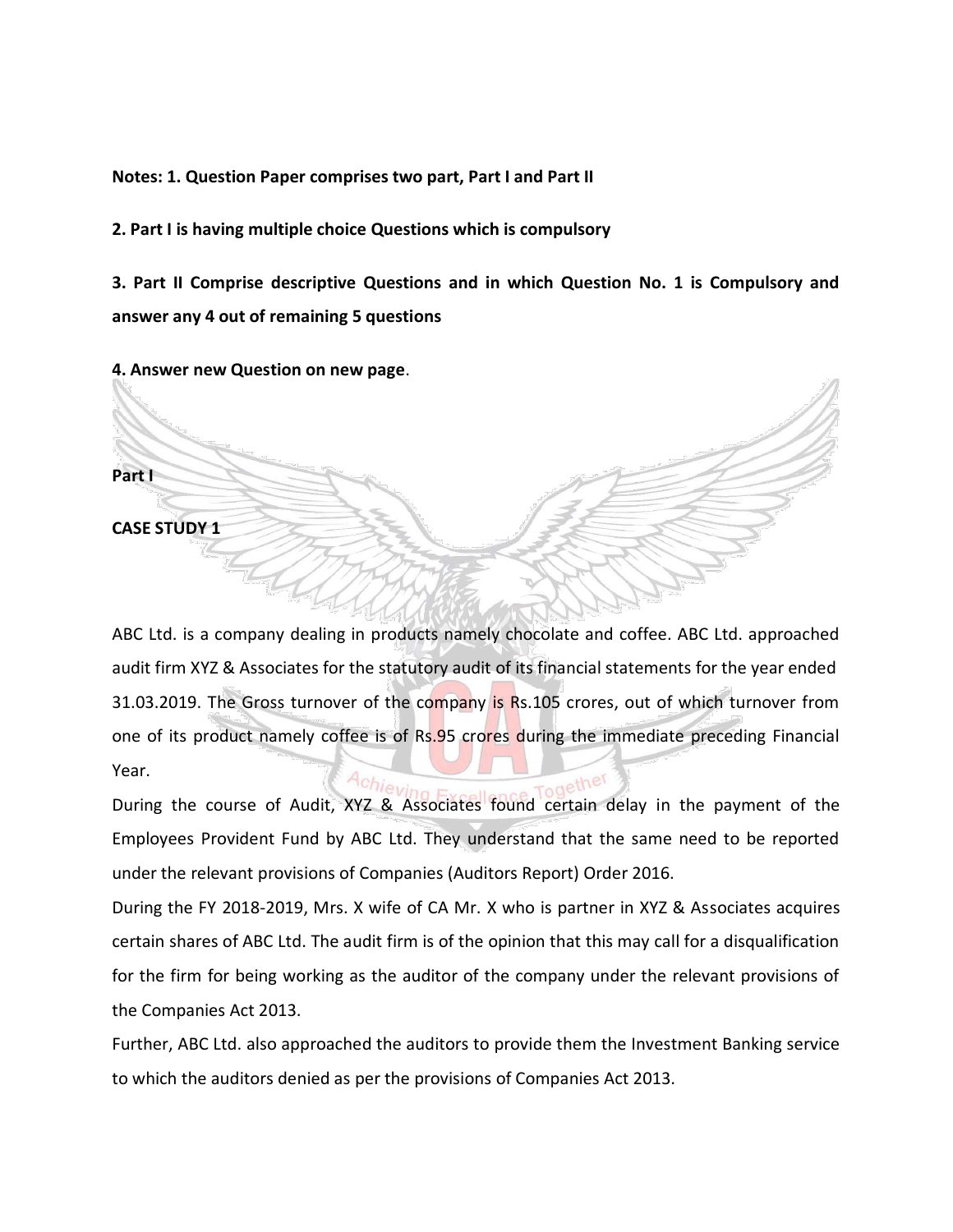**Notes: 1. Question Paper comprises two part, Part I and Part II**

**2. Part I is having multiple choice Questions which is compulsory**

**3. Part II Comprise descriptive Questions and in which Question No. 1 is Compulsory and answer any 4 out of remaining 5 questions**

**4. Answer new Question on new page**.

**Part I**

**CASE STUDY 1**

ABC Ltd. is a company dealing in products namely chocolate and coffee. ABC Ltd. approached audit firm XYZ & Associates for the statutory audit of its financial statements for the year ended 31.03.2019. The Gross turnover of the company is Rs.105 crores, out of which turnover from one of its product namely coffee is of Rs.95 crores during the immediate preceding Financial Year.

During the course of Audit, XYZ & Associates found certain delay in the payment of the Employees Provident Fund by ABC Ltd. They understand that the same need to be reported under the relevant provisions of Companies (Auditors Report) Order 2016.

During the FY 2018-2019, Mrs. X wife of CA Mr. X who is partner in XYZ & Associates acquires certain shares of ABC Ltd. The audit firm is of the opinion that this may call for a disqualification for the firm for being working as the auditor of the company under the relevant provisions of the Companies Act 2013.

Further, ABC Ltd. also approached the auditors to provide them the Investment Banking service to which the auditors denied as per the provisions of Companies Act 2013.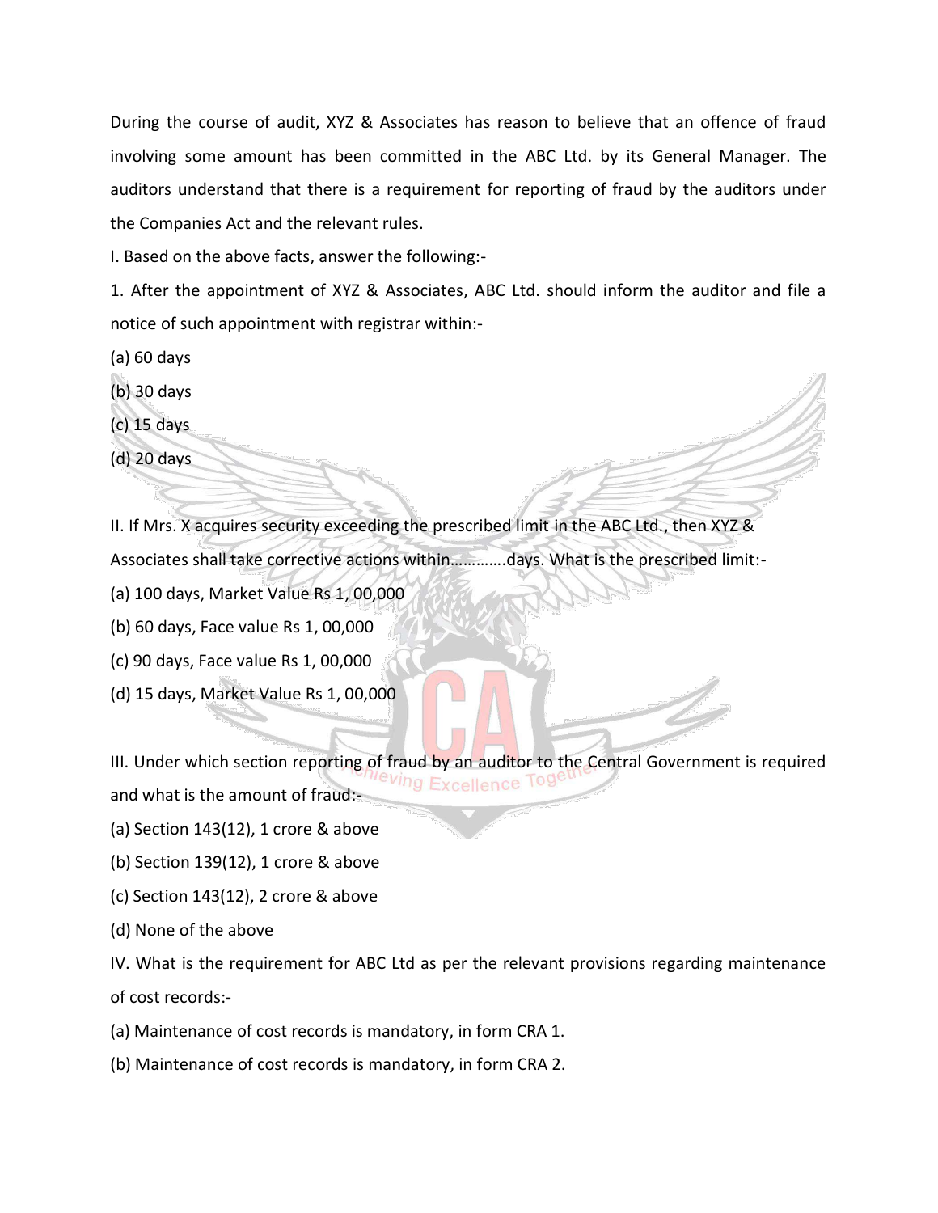During the course of audit, XYZ & Associates has reason to believe that an offence of fraud involving some amount has been committed in the ABC Ltd. by its General Manager. The auditors understand that there is a requirement for reporting of fraud by the auditors under the Companies Act and the relevant rules.

I. Based on the above facts, answer the following:-

1. After the appointment of XYZ & Associates, ABC Ltd. should inform the auditor and file a notice of such appointment with registrar within:-

(a) 60 days

(b) 30 days

(c) 15 days

(d) 20 days

II. If Mrs. X acquires security exceeding the prescribed limit in the ABC Ltd., then XYZ & Associates shall take corrective actions within…………days. What is the prescribed limit:-

(a) 100 days, Market Value Rs 1, 00,000

(b) 60 days, Face value Rs 1, 00,000

(c) 90 days, Face value Rs 1, 00,000

(d) 15 days, Market Value Rs 1, 00,000

III. Under which section reporting of fraud by an auditor to the Central Government is required and what is the amount of fraud:-

(a) Section 143(12), 1 crore & above

(b) Section 139(12), 1 crore & above

(c) Section 143(12), 2 crore & above

(d) None of the above

IV. What is the requirement for ABC Ltd as per the relevant provisions regarding maintenance of cost records:-

(a) Maintenance of cost records is mandatory, in form CRA 1.

(b) Maintenance of cost records is mandatory, in form CRA 2.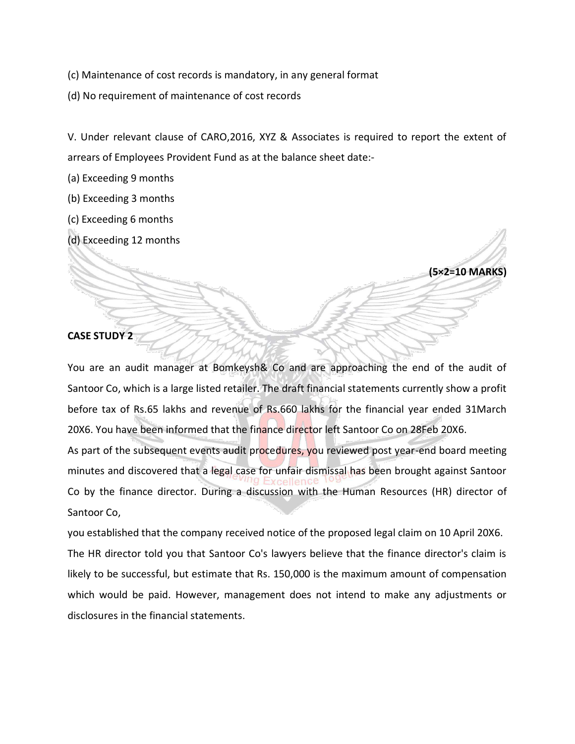(c) Maintenance of cost records is mandatory, in any general format

(d) No requirement of maintenance of cost records

V. Under relevant clause of CARO,2016, XYZ & Associates is required to report the extent of arrears of Employees Provident Fund as at the balance sheet date:-

(a) Exceeding 9 months

(b) Exceeding 3 months

(c) Exceeding 6 months

(d) Exceeding 12 months

**(5×2=10 MARKS)**

**CASE STUDY 2**

You are an audit manager at Bomkeysh& Co and are approaching the end of the audit of Santoor Co, which is a large listed retailer. The draft financial statements currently show a profit before tax of Rs.65 lakhs and revenue of Rs.660 lakhs for the financial year ended 31March 20X6. You have been informed that the finance director left Santoor Co on 28Feb 20X6.

As part of the subsequent events audit procedures, you reviewed post year-end board meeting minutes and discovered that a legal case for unfair dismissal has been brought against Santoor Co by the finance director. During a discussion with the Human Resources (HR) director of Santoor Co,

you established that the company received notice of the proposed legal claim on 10 April 20X6. The HR director told you that Santoor Co's lawyers believe that the finance director's claim is likely to be successful, but estimate that Rs. 150,000 is the maximum amount of compensation which would be paid. However, management does not intend to make any adjustments or disclosures in the financial statements.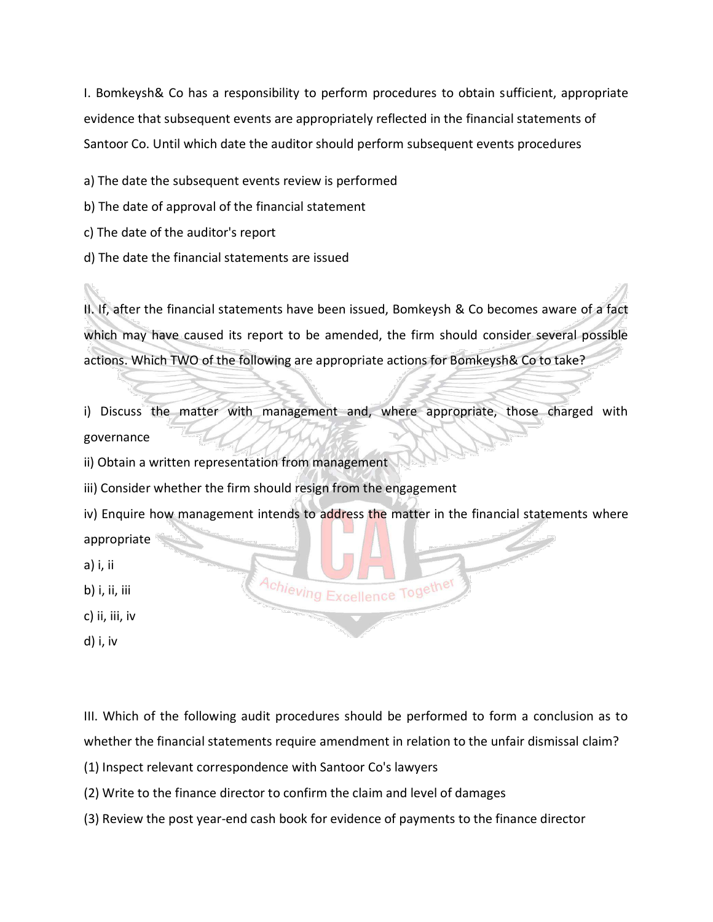I. Bomkeysh& Co has a responsibility to perform procedures to obtain sufficient, appropriate evidence that subsequent events are appropriately reflected in the financial statements of Santoor Co. Until which date the auditor should perform subsequent events procedures

a) The date the subsequent events review is performed

b) The date of approval of the financial statement

c) The date of the auditor's report

d) The date the financial statements are issued

II. If, after the financial statements have been issued, Bomkeysh & Co becomes aware of a fact which may have caused its report to be amended, the firm should consider several possible actions. Which TWO of the following are appropriate actions for Bomkeysh& Co to take?

i) Discuss the matter with management and, where appropriate, those charged with governance

ii) Obtain a written representation from management

iii) Consider whether the firm should resign from the engagement

iv) Enquire how management intends to address the matter in the financial statements where appropriate

a) i, ii

b) i, ii, iii

c) ii, iii, iv

d) i, iv

III. Which of the following audit procedures should be performed to form a conclusion as to whether the financial statements require amendment in relation to the unfair dismissal claim?

(1) Inspect relevant correspondence with Santoor Co's lawyers

(2) Write to the finance director to confirm the claim and level of damages

(3) Review the post year-end cash book for evidence of payments to the finance director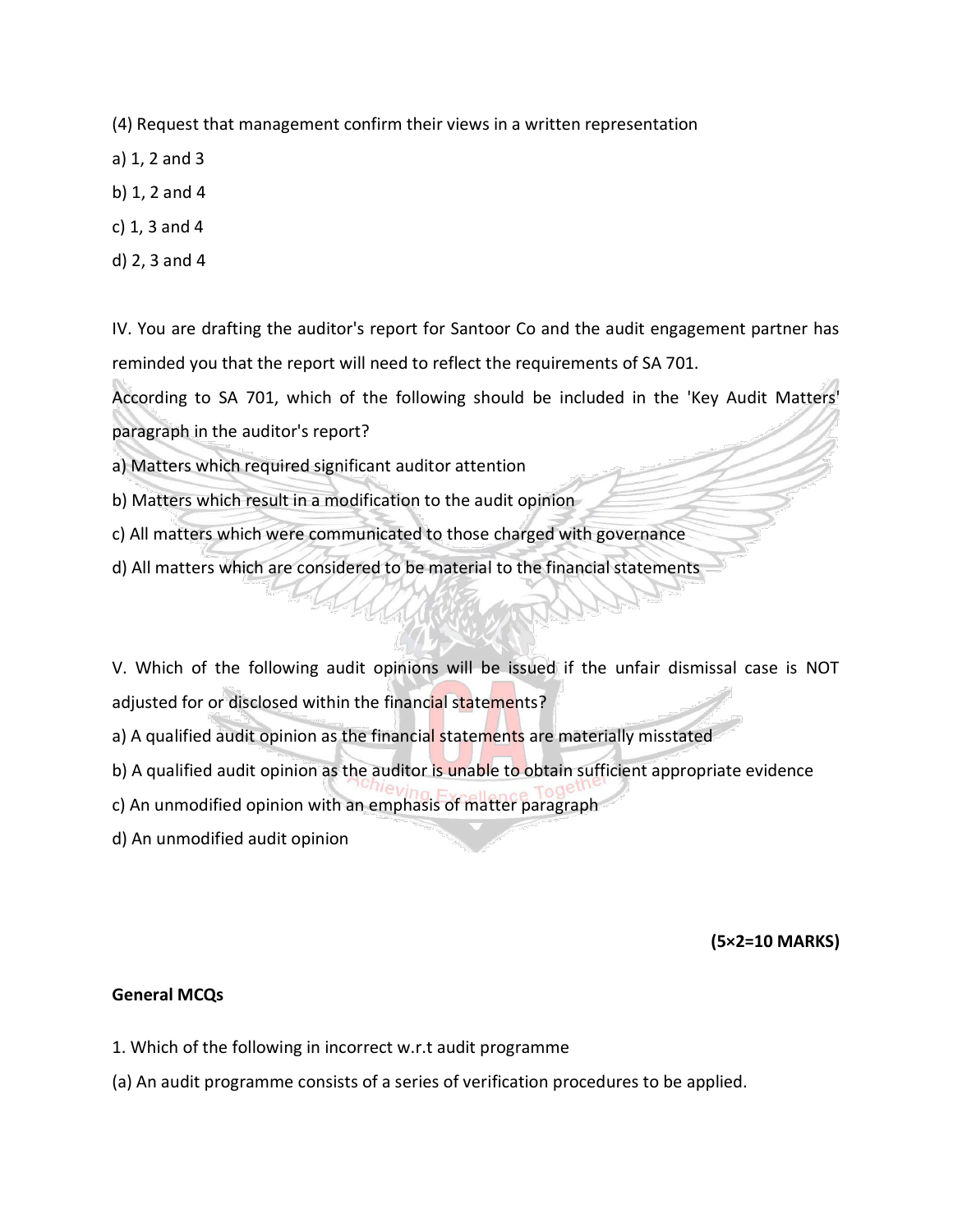(4) Request that management confirm their views in a written representation

a) 1, 2 and 3

b) 1, 2 and 4

c) 1, 3 and 4

d) 2, 3 and 4

IV. You are drafting the auditor's report for Santoor Co and the audit engagement partner has reminded you that the report will need to reflect the requirements of SA 701.

According to SA 701, which of the following should be included in the 'Key Audit Matters' paragraph in the auditor's report?

a) Matters which required significant auditor attention

b) Matters which result in a modification to the audit opinion

c) All matters which were communicated to those charged with governance

d) All matters which are considered to be material to the financial statements

V. Which of the following audit opinions will be issued if the unfair dismissal case is NOT adjusted for or disclosed within the financial statements?

a) A qualified audit opinion as the financial statements are materially misstated

b) A qualified audit opinion as the auditor is unable to obtain sufficient appropriate evidence

c) An unmodified opinion with an emphasis of matter paragraph

d) An unmodified audit opinion

**(5×2=10 MARKS)**

**General MCQs**

1. Which of the following in incorrect w.r.t audit programme

(a) An audit programme consists of a series of verification procedures to be applied.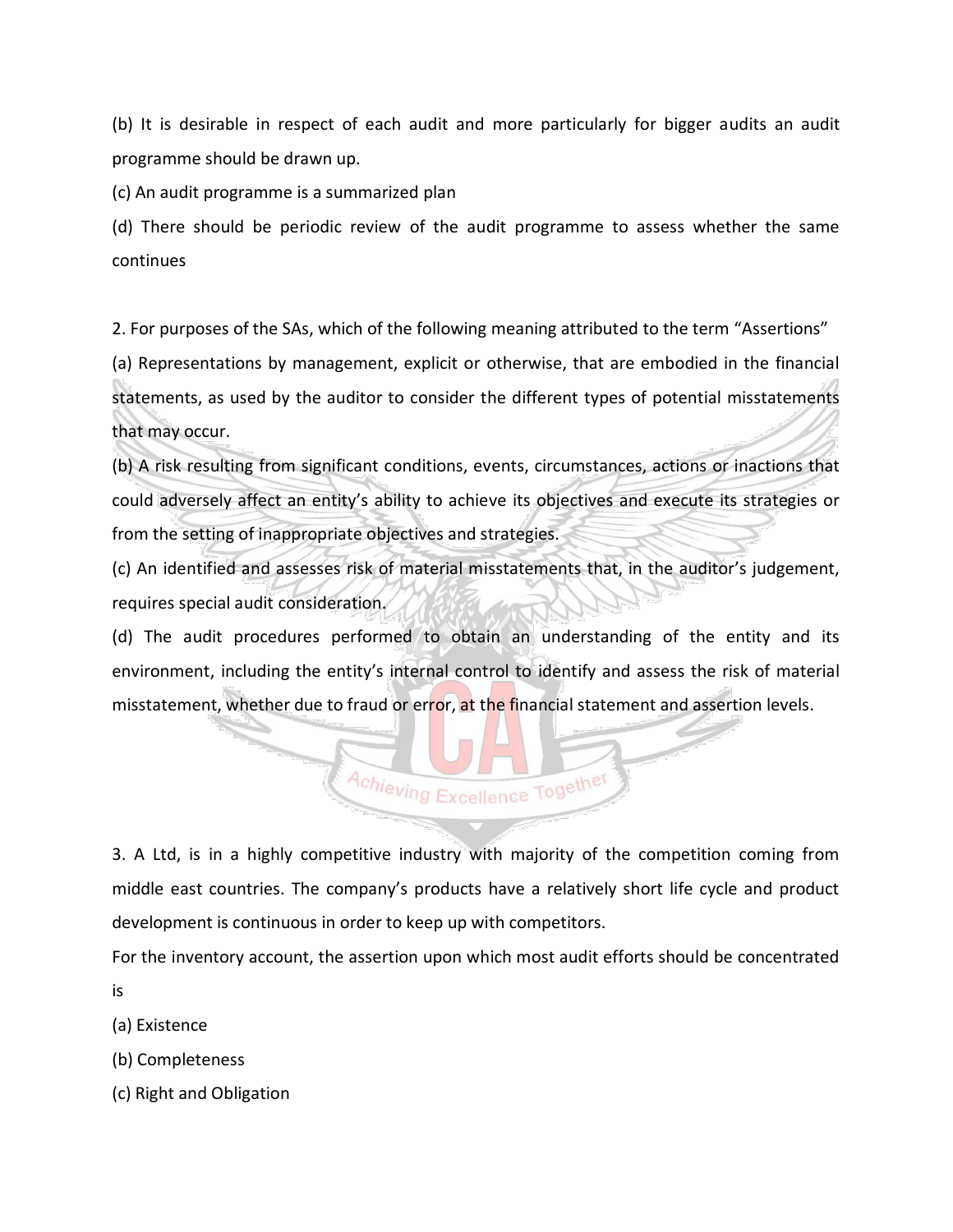(b) It is desirable in respect of each audit and more particularly for bigger audits an audit programme should be drawn up.

(c) An audit programme is a summarized plan

(d) There should be periodic review of the audit programme to assess whether the same continues

2. For purposes of the SAs, which of the following meaning attributed to the term "Assertions"

(a) Representations by management, explicit or otherwise, that are embodied in the financial statements, as used by the auditor to consider the different types of potential misstatements that may occur.

(b) A risk resulting from significant conditions, events, circumstances, actions or inactions that could adversely affect an entity's ability to achieve its objectives and execute its strategies or from the setting of inappropriate objectives and strategies.

(c) An identified and assesses risk of material misstatements that, in the auditor's judgement, requires special audit consideration.

(d) The audit procedures performed to obtain an understanding of the entity and its environment, including the entity's internal control to identify and assess the risk of material misstatement, whether due to fraud or error, at the financial statement and assertion levels.

3. A Ltd, is in a highly competitive industry with majority of the competition coming from middle east countries. The company's products have a relatively short life cycle and product development is continuous in order to keep up with competitors.

For the inventory account, the assertion upon which most audit efforts should be concentrated is

(a) Existence

(b) Completeness

(c) Right and Obligation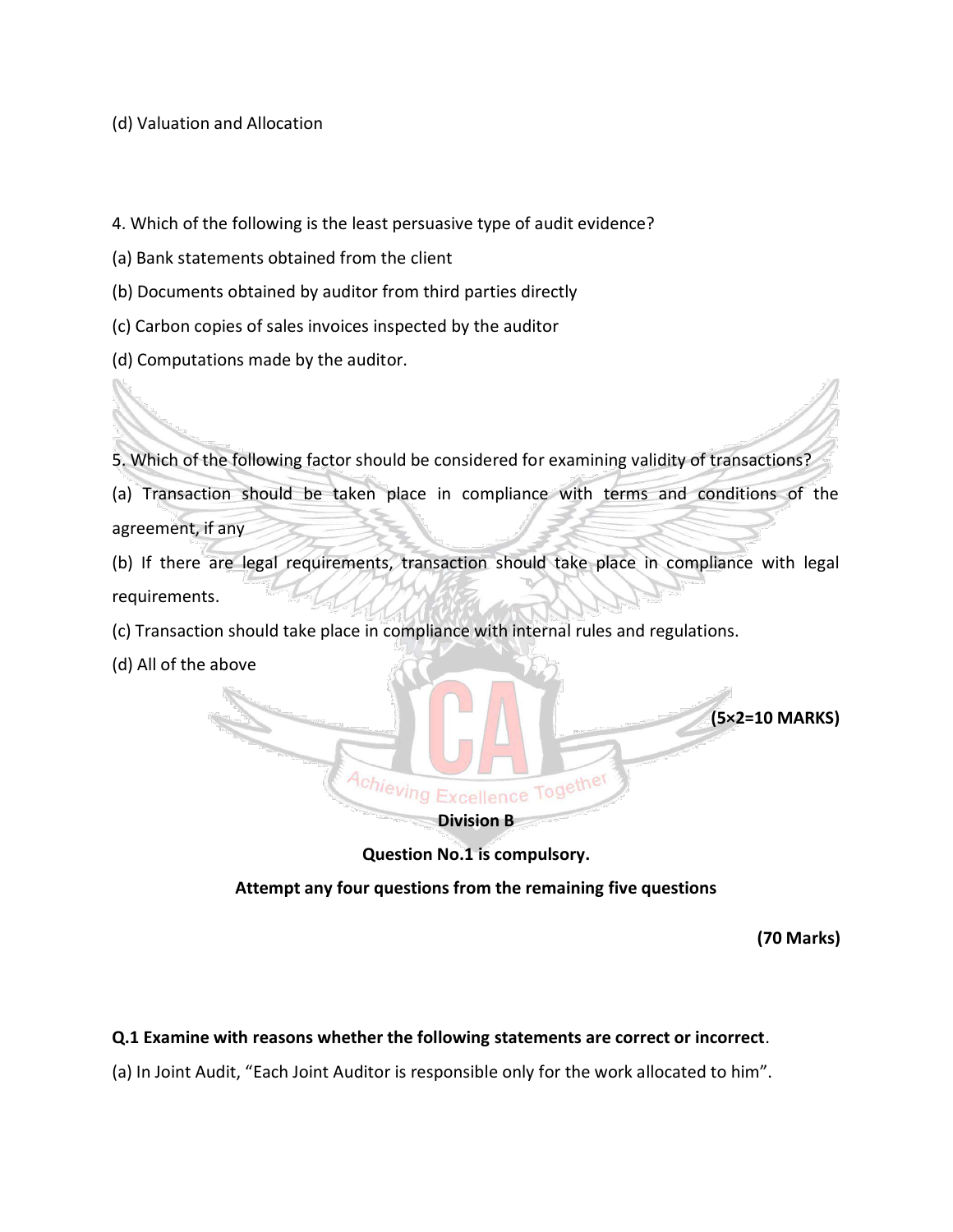(d) Valuation and Allocation

4. Which of the following is the least persuasive type of audit evidence?

(a) Bank statements obtained from the client

(b) Documents obtained by auditor from third parties directly

(c) Carbon copies of sales invoices inspected by the auditor

(d) Computations made by the auditor.

5. Which of the following factor should be considered for examining validity of transactions?

(a) Transaction should be taken place in compliance with terms and conditions of the agreement, if any

(b) If there are legal requirements, transaction should take place in compliance with legal requirements.

(c) Transaction should take place in compliance with internal rules and regulations.

(d) All of the above

**(5×2=10 MARKS)**

**Division B**

**Question No.1 is compulsory.**

**Attempt any four questions from the remaining five questions**

**(70 Marks)**

**Q.1 Examine with reasons whether the following statements are correct or incorrect**.

(a) In Joint Audit, "Each Joint Auditor is responsible only for the work allocated to him".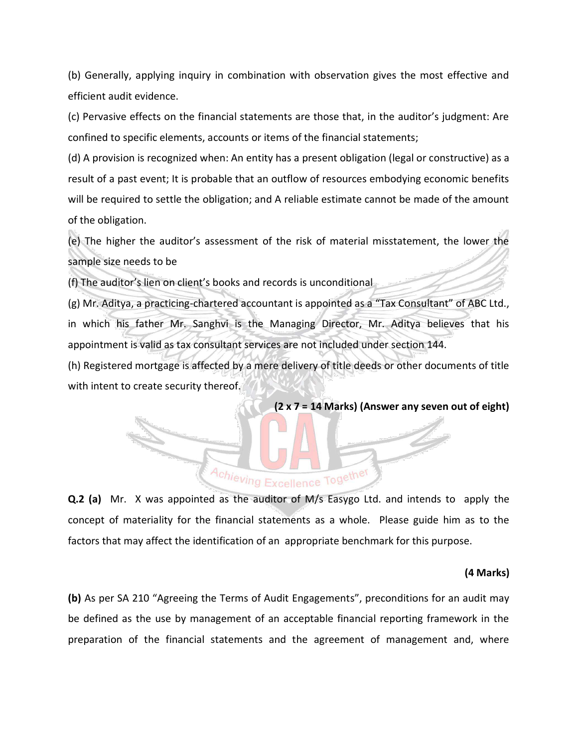(b) Generally, applying inquiry in combination with observation gives the most effective and efficient audit evidence.

(c) Pervasive effects on the financial statements are those that, in the auditor's judgment: Are confined to specific elements, accounts or items of the financial statements;

(d) A provision is recognized when: An entity has a present obligation (legal or constructive) as a result of a past event; It is probable that an outflow of resources embodying economic benefits will be required to settle the obligation; and A reliable estimate cannot be made of the amount of the obligation.

(e) The higher the auditor's assessment of the risk of material misstatement, the lower the sample size needs to be

(f) The auditor's lien on client's books and records is unconditional

(g) Mr. Aditya, a practicing-chartered accountant is appointed as a "Tax Consultant" of ABC Ltd., in which his father Mr. Sanghvi is the Managing Director, Mr. Aditya believes that his appointment is valid as tax consultant services are not included under section 144.

(h) Registered mortgage is affected by a mere delivery of title deeds or other documents of title with intent to create security thereof.

**(2 x 7 = 14 Marks) (Answer any seven out of eight)**

**Q.2 (a)** Mr. X was appointed as the auditor of M/s Easygo Ltd. and intends to apply the concept of materiality for the financial statements as a whole. Please guide him as to the factors that may affect the identification of an appropriate benchmark for this purpose.

**(4 Marks)**

**(b)** As per SA 210 "Agreeing the Terms of Audit Engagements", preconditions for an audit may be defined as the use by management of an acceptable financial reporting framework in the preparation of the financial statements and the agreement of management and, where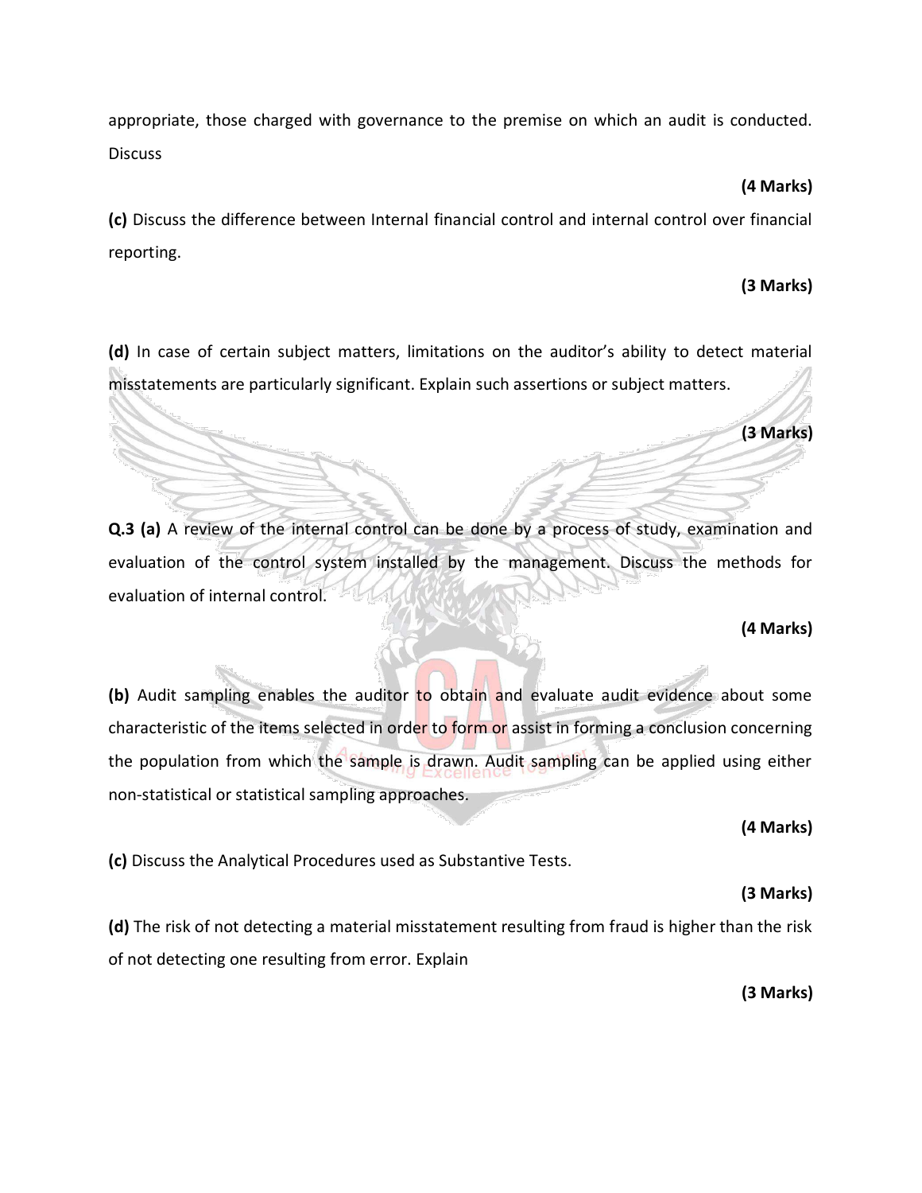appropriate, those charged with governance to the premise on which an audit is conducted. Discuss

**(4 Marks)**

**(c)** Discuss the difference between Internal financial control and internal control over financial reporting.

**(3 Marks)**

**(d)** In case of certain subject matters, limitations on the auditor's ability to detect material misstatements are particularly significant. Explain such assertions or subject matters.

**(3 Marks)**

**Q.3 (a)** A review of the internal control can be done by a process of study, examination and evaluation of the control system installed by the management. Discuss the methods for evaluation of internal control.

**(4 Marks)**

**(b)** Audit sampling enables the auditor to obtain and evaluate audit evidence about some characteristic of the items selected in order to form or assist in forming a conclusion concerning the population from which the sample is drawn. Audit sampling can be applied using either non-statistical or statistical sampling approaches.

**(4 Marks)**

**(c)** Discuss the Analytical Procedures used as Substantive Tests.

**(3 Marks)**

**(d)** The risk of not detecting a material misstatement resulting from fraud is higher than the risk of not detecting one resulting from error. Explain

**(3 Marks)**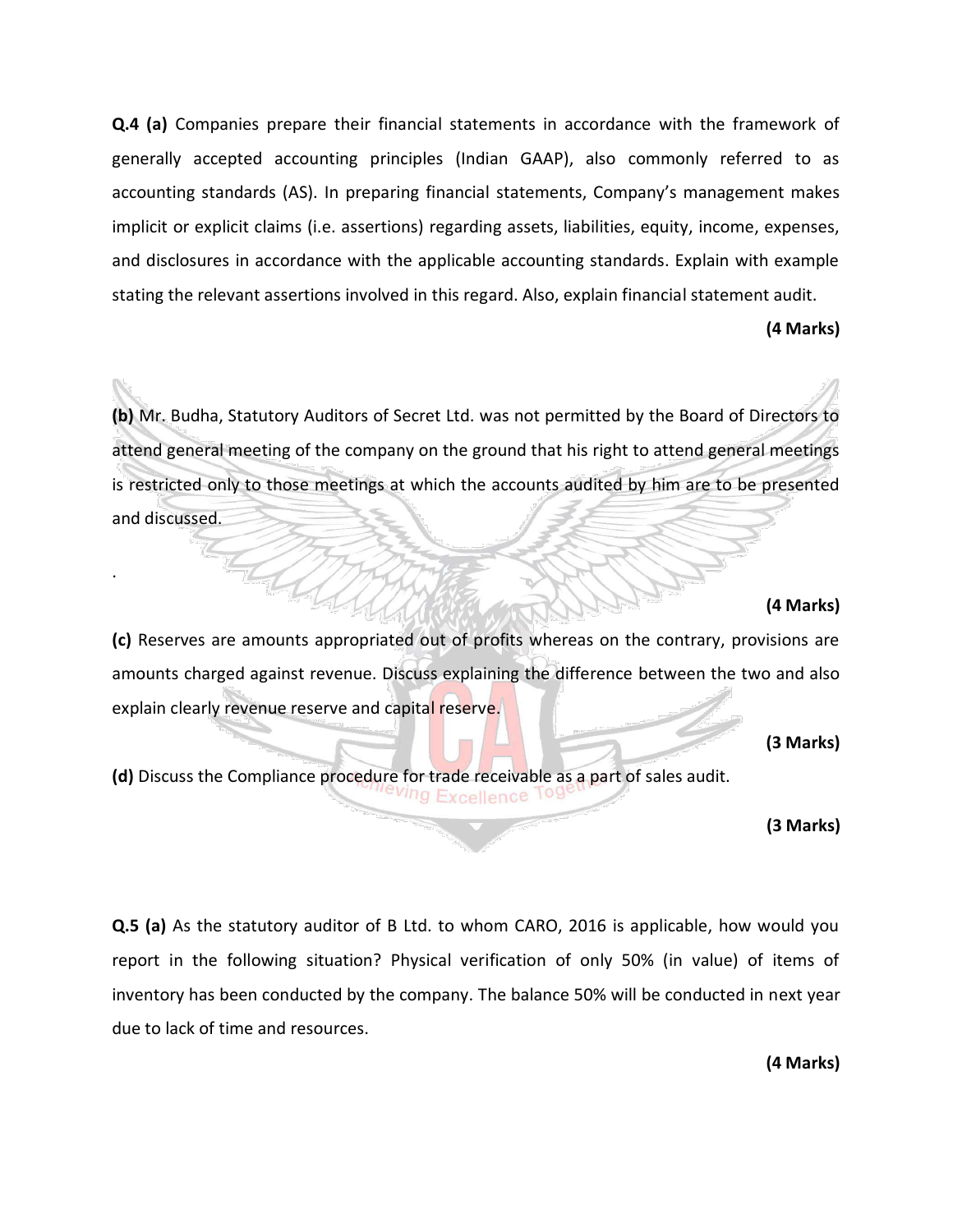**Q.4 (a)** Companies prepare their financial statements in accordance with the framework of generally accepted accounting principles (Indian GAAP), also commonly referred to as accounting standards (AS). In preparing financial statements, Company's management makes implicit or explicit claims (i.e. assertions) regarding assets, liabilities, equity, income, expenses, and disclosures in accordance with the applicable accounting standards. Explain with example stating the relevant assertions involved in this regard. Also, explain financial statement audit.

**(4 Marks)**

**(b)** Mr. Budha, Statutory Auditors of Secret Ltd. was not permitted by the Board of Directors to attend general meeting of the company on the ground that his right to attend general meetings is restricted only to those meetings at which the accounts audited by him are to be presented and discussed.

.

**(4 Marks)**

**(c)** Reserves are amounts appropriated out of profits whereas on the contrary, provisions are amounts charged against revenue. Discuss explaining the difference between the two and also explain clearly revenue reserve and capital reserve.

**(3 Marks)**

**(d)** Discuss the Compliance procedure for trade receivable as a part of sales audit.

**(3 Marks)**

**Q.5 (a)** As the statutory auditor of B Ltd. to whom CARO, 2016 is applicable, how would you report in the following situation? Physical verification of only 50% (in value) of items of inventory has been conducted by the company. The balance 50% will be conducted in next year due to lack of time and resources.

**(4 Marks)**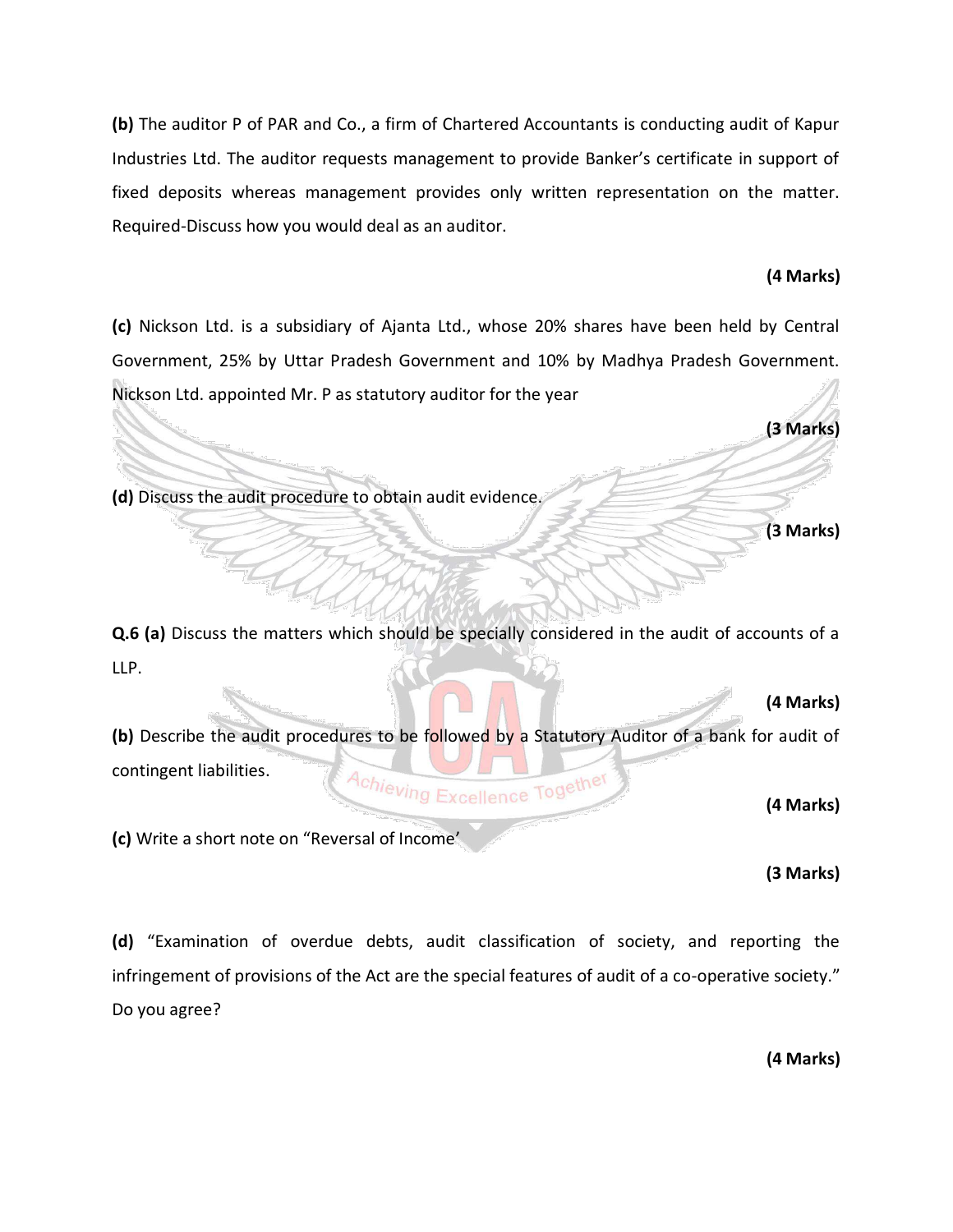**(b)** The auditor P of PAR and Co., a firm of Chartered Accountants is conducting audit of Kapur Industries Ltd. The auditor requests management to provide Banker's certificate in support of fixed deposits whereas management provides only written representation on the matter. Required-Discuss how you would deal as an auditor.

**(4 Marks)**

**(c)** Nickson Ltd. is a subsidiary of Ajanta Ltd., whose 20% shares have been held by Central Government, 25% by Uttar Pradesh Government and 10% by Madhya Pradesh Government. Nickson Ltd. appointed Mr. P as statutory auditor for the year

**(3 Marks)**

**(d)** Discuss the audit procedure to obtain audit evidence.

**(3 Marks)**

**Q.6 (a)** Discuss the matters which should be specially considered in the audit of accounts of a LLP.

**(4 Marks)**

**(b)** Describe the audit procedures to be followed by a Statutory Auditor of a bank for audit of contingent liabilities.

**(4 Marks)**

**(c)** Write a short note on "Reversal of Income"

**(3 Marks)**

**(d)** "Examination of overdue debts, audit classification of society, and reporting the infringement of provisions of the Act are the special features of audit of a co-operative society." Do you agree?

**(4 Marks)**